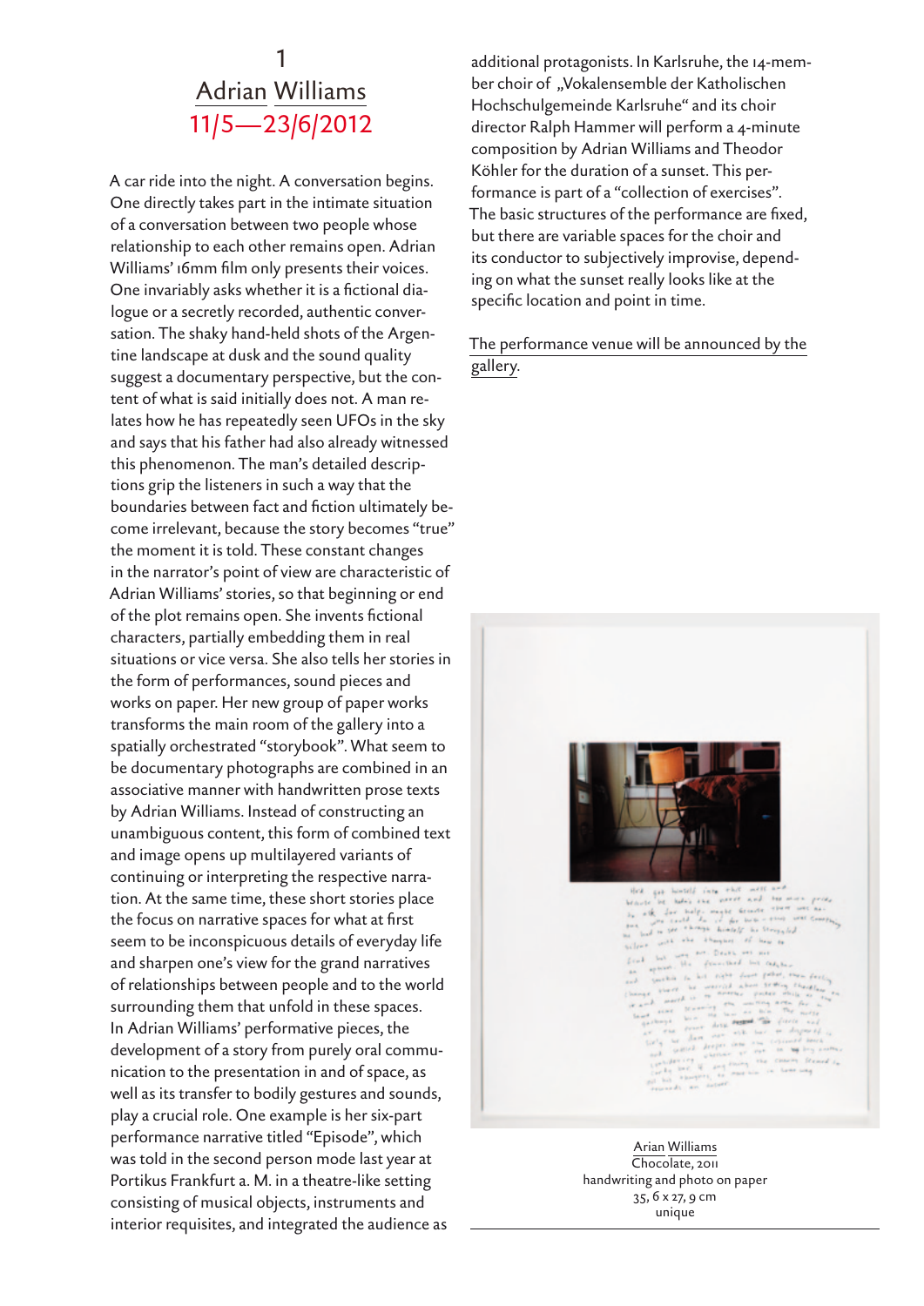# 1
# Adrian Williams
## 11/5—23/6/2012

A car ride into the night. A conversation begins. One directly takes part in the intimate situation of a conversation between two people whose relationship to each other remains open. Adrian Williams' 16mm film only presents their voices. One invariably asks whether it is a fictional dialogue or a secretly recorded, authentic conversation. The shaky hand-held shots of the Argentine landscape at dusk and the sound quality suggest a documentary perspective, but the content of what is said initially does not. A man relates how he has repeatedly seen UFOs in the sky and says that his father had also already witnessed this phenomenon. The man's detailed descriptions grip the listeners in such a way that the boundaries between fact and fiction ultimately become irrelevant, because the story becomes "true" the moment it is told. These constant changes in the narrator's point of view are characteristic of Adrian Williams' stories, so that beginning or end of the plot remains open. She invents fictional characters, partially embedding them in real situations or vice versa. She also tells her stories in the form of performances, sound pieces and works on paper. Her new group of paper works transforms the main room of the gallery into a spatially orchestrated "storybook". What seem to be documentary photographs are combined in an associative manner with handwritten prose texts by Adrian Williams. Instead of constructing an unambiguous content, this form of combined text and image opens up multilayered variants of continuing or interpreting the respective narration. At the same time, these short stories place the focus on narrative spaces for what at first seem to be inconspicuous details of everyday life and sharpen one's view for the grand narratives of relationships between people and to the world surrounding them that unfold in these spaces. In Adrian Williams' performative pieces, the development of a story from purely oral communication to the presentation in and of space, as well as its transfer to bodily gestures and sounds, play a crucial role. One example is her six-part performance narrative titled "Episode", which was told in the second person mode last year at Portikus Frankfurt a. M. in a theatre-like setting consisting of musical objects, instruments and interior requisites, and integrated the audience as additional protagonists. In Karlsruhe, the 14-member choir of „Vokalensemble der Katholischen Hochschulgemeinde Karlsruhe" and its choir director Ralph Hammer will perform a 4-minute composition by Adrian Williams and Theodor Köhler for the duration of a sunset. This performance is part of a "collection of exercises". The basic structures of the performance are fixed, but there are variable spaces for the choir and its conductor to subjectively improvise, depending on what the sunset really looks like at the specific location and point in time.

The performance venue will be announced by the gallery.

Arian Williams
Chocolate, 2011
handwriting and photo on paper
35, 6 x 27, 9 cm
unique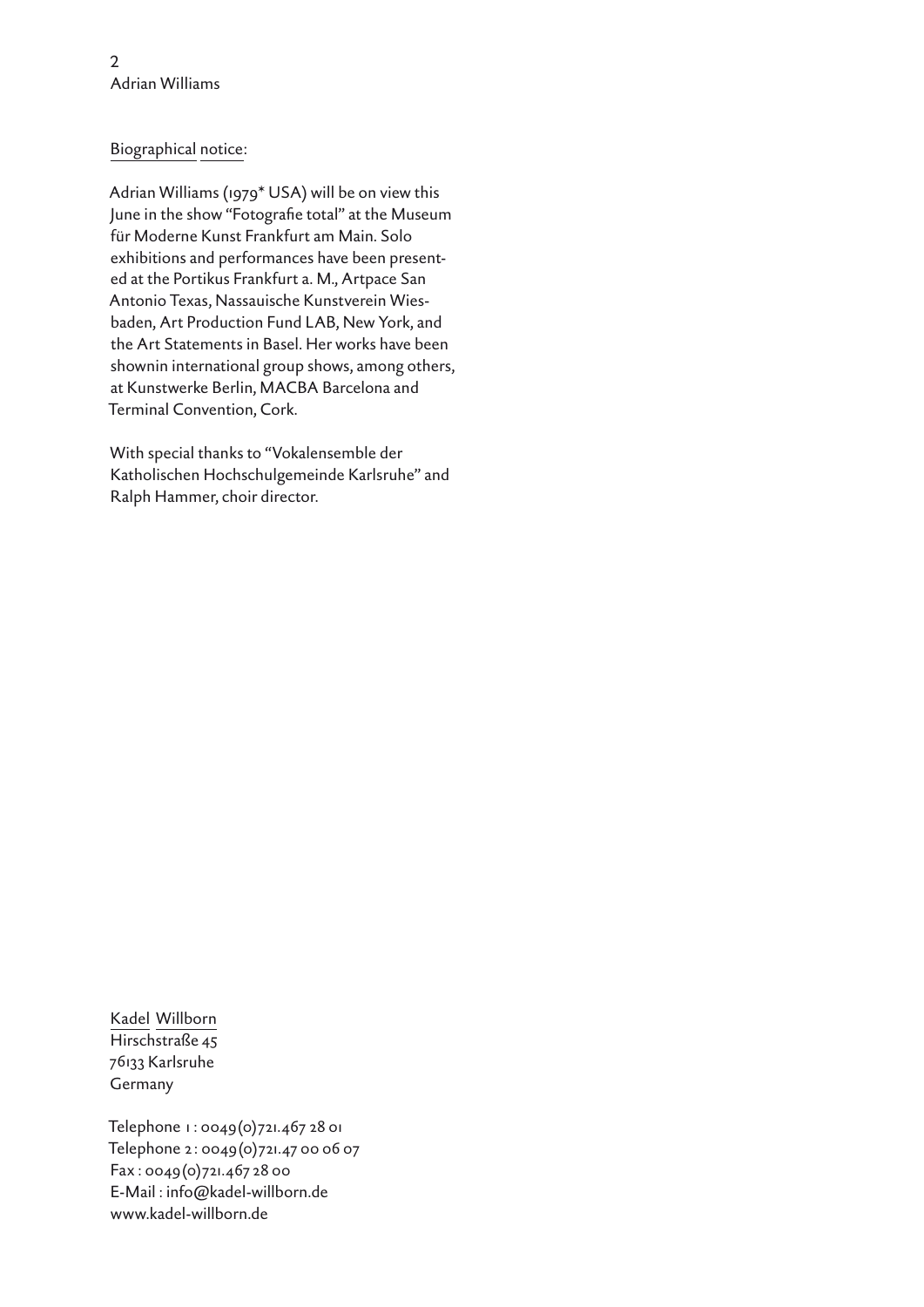Biographical notice:

Adrian Williams (1979* USA) will be on view this June in the show "Fotografie total" at the Museum für Moderne Kunst Frankfurt am Main. Solo exhibitions and performances have been presented at the Portikus Frankfurt a. M., Artpace San Antonio Texas, Nassauische Kunstverein Wiesbaden, Art Production Fund LAB, New York, and the Art Statements in Basel. Her works have been shownin international group shows, among others, at Kunstwerke Berlin, MACBA Barcelona and Terminal Convention, Cork.

With special thanks to "Vokalensemble der Katholischen Hochschulgemeinde Karlsruhe" and Ralph Hammer, choir director.

Kadel Willborn
Hirschstraße 45
76133 Karlsruhe
Germany

Telephone 1 : 0049(0)721.467 28 01
Telephone 2 : 0049(0)721.47 00 06 07
Fax : 0049(0)721.467 28 00
E-Mail : info@kadel-willborn.de
www.kadel-willborn.de